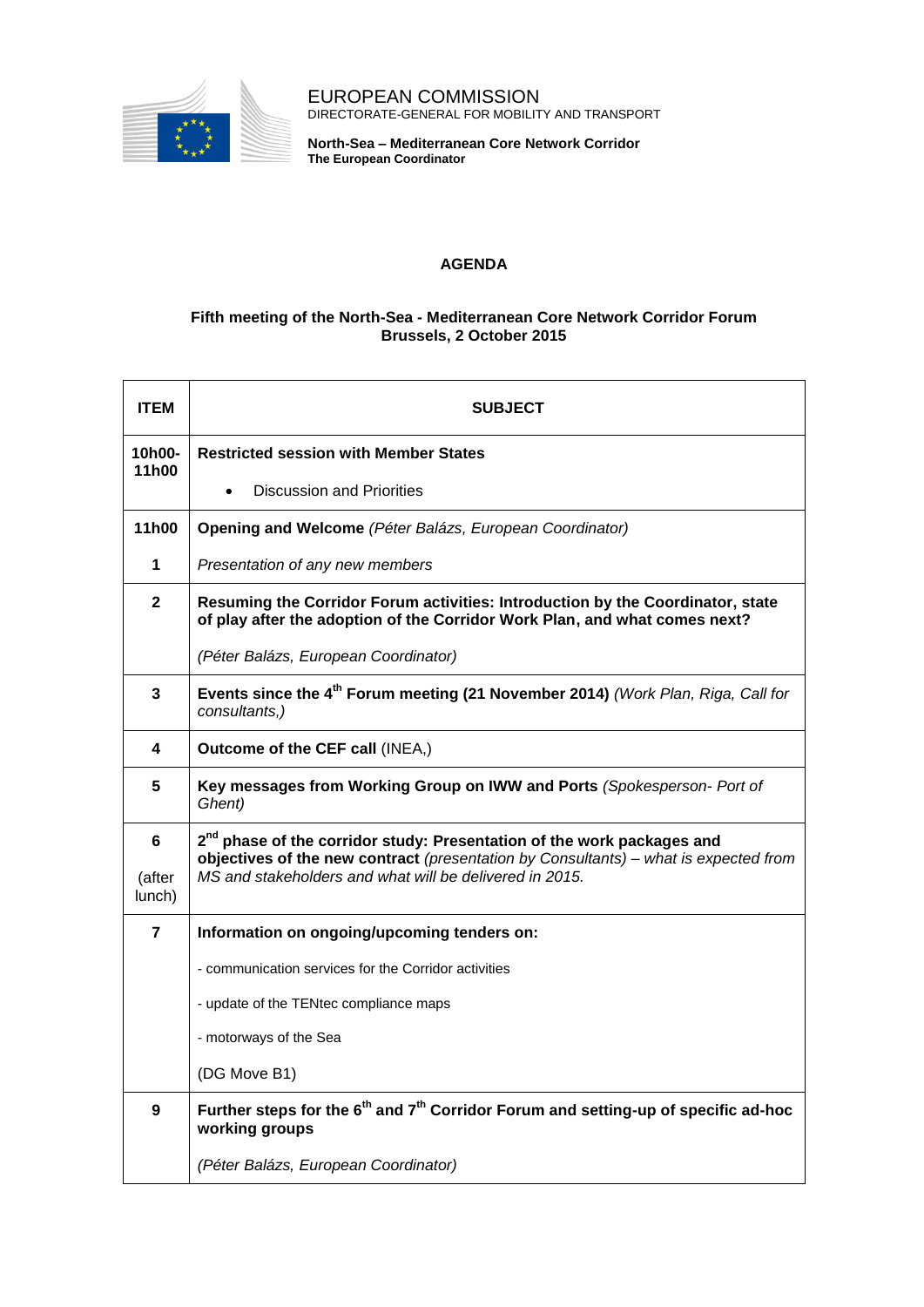EUROPEAN COMMISSION
DIRECTORATE-GENERAL FOR MOBILITY AND TRANSPORT

**North-Sea – Mediterranean Core Network Corridor**
**The European Coordinator**

## AGENDA

### Fifth meeting of the North-Sea - Mediterranean Core Network Corridor Forum
### Brussels, 2 October 2015

| ITEM | SUBJECT |
|---|---|
| 10h00-11h00 | **Restricted session with Member States**<br><br>• Discussion and Priorities |
| 11h00<br><br>1 | **Opening and Welcome** *(Péter Balázs, European Coordinator)*<br><br>*Presentation of any new members* |
| 2 | **Resuming the Corridor Forum activities: Introduction by the Coordinator, state of play after the adoption of the Corridor Work Plan, and what comes next?**<br><br>*(Péter Balázs, European Coordinator)* |
| 3 | **Events since the 4th Forum meeting (21 November 2014)** *(Work Plan, Riga, Call for consultants,)* |
| 4 | **Outcome of the CEF call** (INEA,) |
| 5 | **Key messages from Working Group on IWW and Ports** *(Spokesperson- Port of Ghent)* |
| 6<br><br>(after lunch) | **2nd phase of the corridor study: Presentation of the work packages and objectives of the new contract** *(presentation by Consultants) – what is expected from MS and stakeholders and what will be delivered in 2015.* |
| 7 | **Information on ongoing/upcoming tenders on:**<br><br>- communication services for the Corridor activities<br><br>- update of the TENtec compliance maps<br><br>- motorways of the Sea<br><br>(DG Move B1) |
| 9 | **Further steps for the 6th and 7th Corridor Forum and setting-up of specific ad-hoc working groups**<br><br>*(Péter Balázs, European Coordinator)* |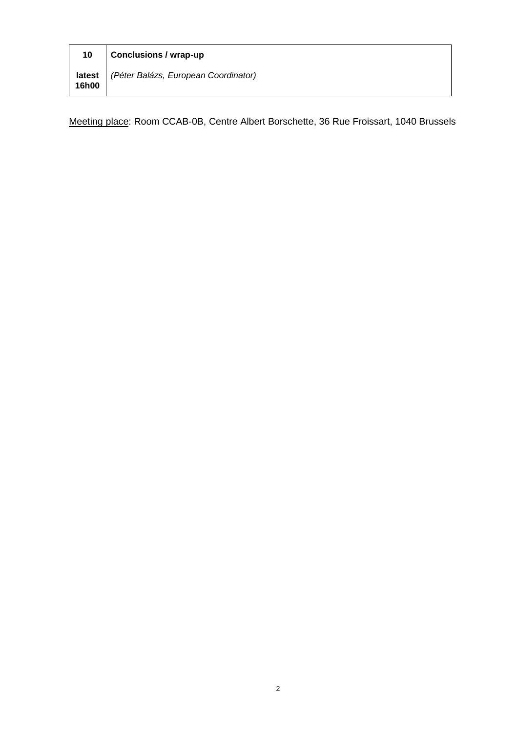| | |
|---|---|
| **10** | **Conclusions / wrap-up** |
| **latest 16h00** | *(Péter Balázs, European Coordinator)* |

Meeting place: Room CCAB-0B, Centre Albert Borschette, 36 Rue Froissart, 1040 Brussels